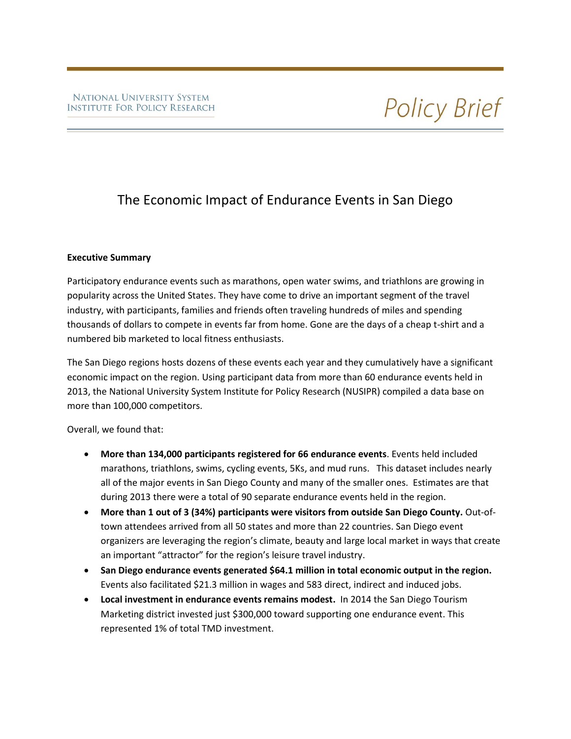NATIONAL UNIVERSITY SYSTEM
INSTITUTE FOR POLICY RESEARCH

*Policy Brief*

# The Economic Impact of Endurance Events in San Diego

**Executive Summary**

Participatory endurance events such as marathons, open water swims, and triathlons are growing in popularity across the United States. They have come to drive an important segment of the travel industry, with participants, families and friends often traveling hundreds of miles and spending thousands of dollars to compete in events far from home. Gone are the days of a cheap t-shirt and a numbered bib marketed to local fitness enthusiasts.

The San Diego regions hosts dozens of these events each year and they cumulatively have a significant economic impact on the region. Using participant data from more than 60 endurance events held in 2013, the National University System Institute for Policy Research (NUSIPR) compiled a data base on more than 100,000 competitors.

Overall, we found that:

- **More than 134,000 participants registered for 66 endurance events**. Events held included marathons, triathlons, swims, cycling events, 5Ks, and mud runs. This dataset includes nearly all of the major events in San Diego County and many of the smaller ones. Estimates are that during 2013 there were a total of 90 separate endurance events held in the region.
- **More than 1 out of 3 (34%) participants were visitors from outside San Diego County.** Out-of-town attendees arrived from all 50 states and more than 22 countries. San Diego event organizers are leveraging the region's climate, beauty and large local market in ways that create an important "attractor" for the region's leisure travel industry.
- **San Diego endurance events generated $64.1 million in total economic output in the region.** Events also facilitated $21.3 million in wages and 583 direct, indirect and induced jobs.
- **Local investment in endurance events remains modest.** In 2014 the San Diego Tourism Marketing district invested just $300,000 toward supporting one endurance event. This represented 1% of total TMD investment.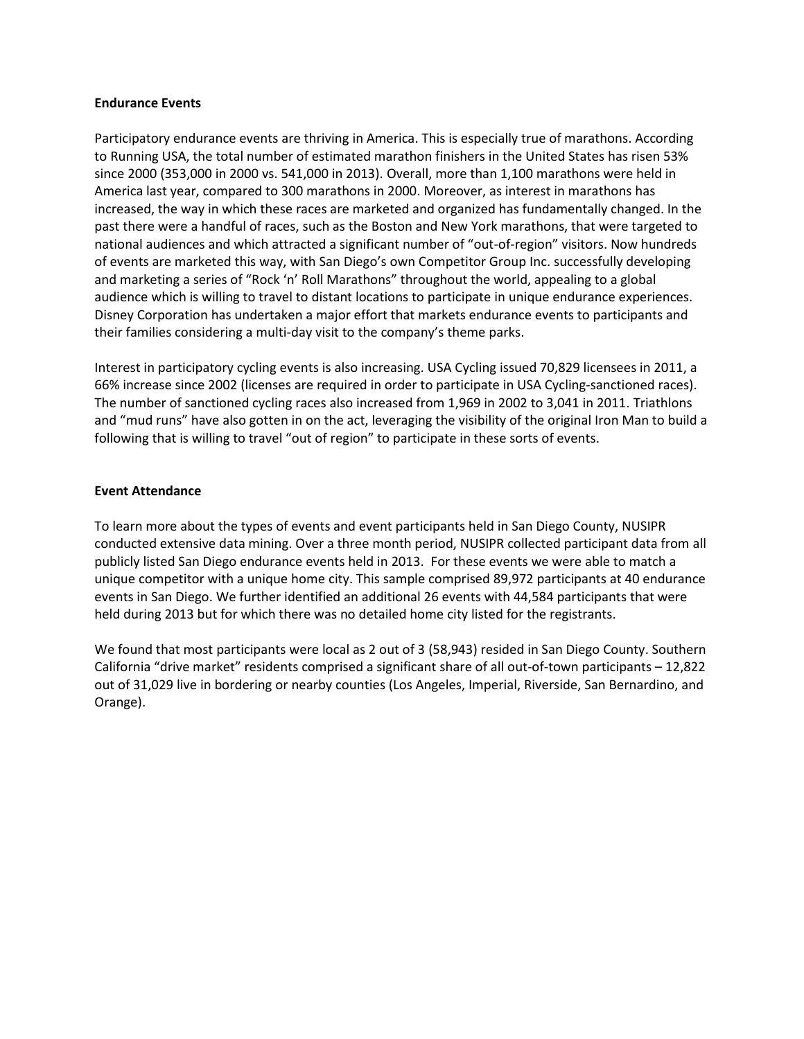**Endurance Events**

Participatory endurance events are thriving in America. This is especially true of marathons. According to Running USA, the total number of estimated marathon finishers in the United States has risen 53% since 2000 (353,000 in 2000 vs. 541,000 in 2013). Overall, more than 1,100 marathons were held in America last year, compared to 300 marathons in 2000. Moreover, as interest in marathons has increased, the way in which these races are marketed and organized has fundamentally changed. In the past there were a handful of races, such as the Boston and New York marathons, that were targeted to national audiences and which attracted a significant number of "out-of-region" visitors. Now hundreds of events are marketed this way, with San Diego's own Competitor Group Inc. successfully developing and marketing a series of "Rock 'n' Roll Marathons" throughout the world, appealing to a global audience which is willing to travel to distant locations to participate in unique endurance experiences. Disney Corporation has undertaken a major effort that markets endurance events to participants and their families considering a multi-day visit to the company's theme parks.

Interest in participatory cycling events is also increasing. USA Cycling issued 70,829 licensees in 2011, a 66% increase since 2002 (licenses are required in order to participate in USA Cycling-sanctioned races). The number of sanctioned cycling races also increased from 1,969 in 2002 to 3,041 in 2011. Triathlons and "mud runs" have also gotten in on the act, leveraging the visibility of the original Iron Man to build a following that is willing to travel "out of region" to participate in these sorts of events.

**Event Attendance**

To learn more about the types of events and event participants held in San Diego County, NUSIPR conducted extensive data mining. Over a three month period, NUSIPR collected participant data from all publicly listed San Diego endurance events held in 2013. For these events we were able to match a unique competitor with a unique home city. This sample comprised 89,972 participants at 40 endurance events in San Diego. We further identified an additional 26 events with 44,584 participants that were held during 2013 but for which there was no detailed home city listed for the registrants.

We found that most participants were local as 2 out of 3 (58,943) resided in San Diego County. Southern California "drive market" residents comprised a significant share of all out-of-town participants – 12,822 out of 31,029 live in bordering or nearby counties (Los Angeles, Imperial, Riverside, San Bernardino, and Orange).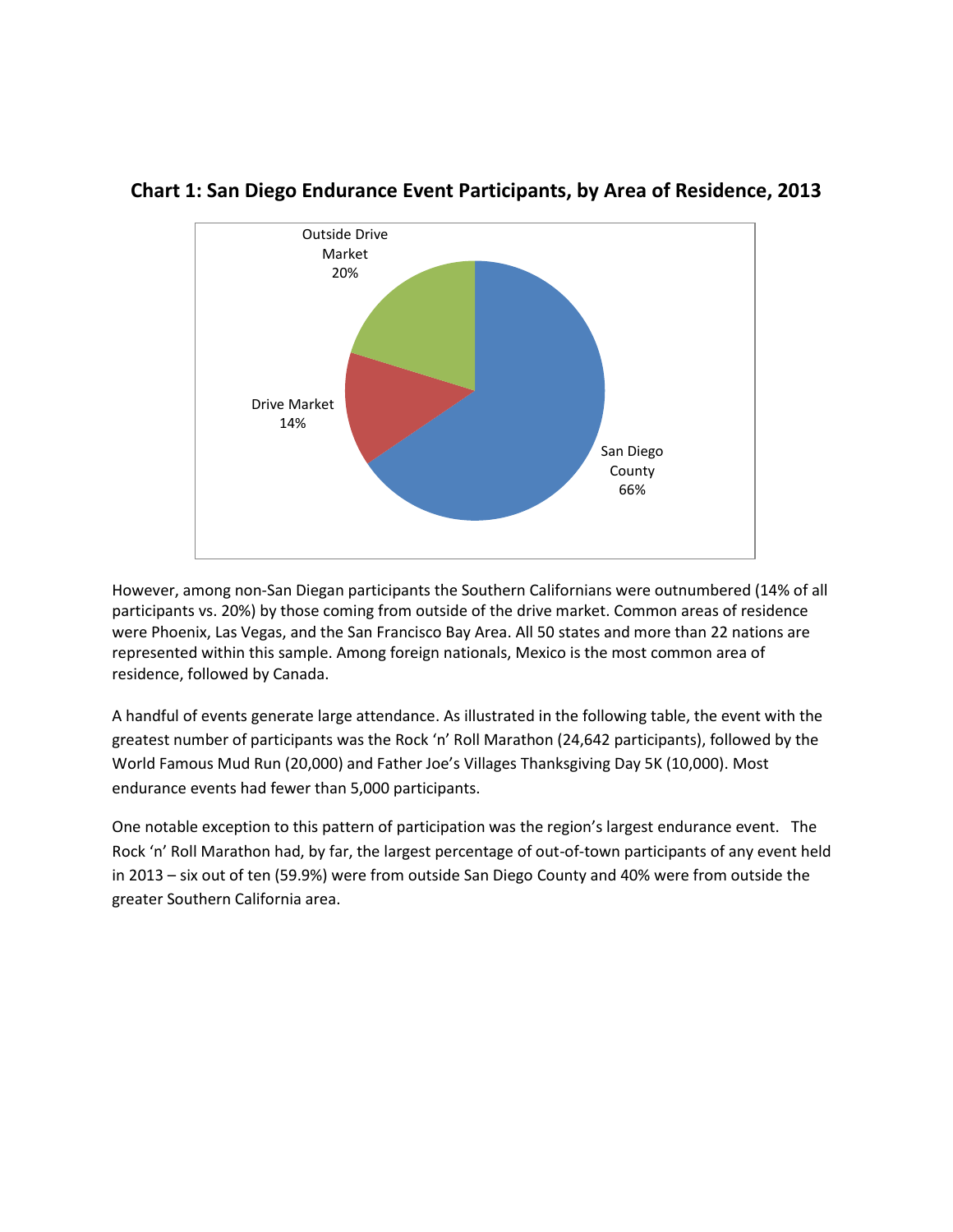**Chart 1: San Diego Endurance Event Participants, by Area of Residence, 2013**

Outside Drive Market 20%

Drive Market 14%

San Diego County 66%

However, among non-San Diegan participants the Southern Californians were outnumbered (14% of all participants vs. 20%) by those coming from outside of the drive market. Common areas of residence were Phoenix, Las Vegas, and the San Francisco Bay Area. All 50 states and more than 22 nations are represented within this sample. Among foreign nationals, Mexico is the most common area of residence, followed by Canada.

A handful of events generate large attendance. As illustrated in the following table, the event with the greatest number of participants was the Rock 'n' Roll Marathon (24,642 participants), followed by the World Famous Mud Run (20,000) and Father Joe's Villages Thanksgiving Day 5K (10,000). Most endurance events had fewer than 5,000 participants.

One notable exception to this pattern of participation was the region's largest endurance event. The Rock 'n' Roll Marathon had, by far, the largest percentage of out-of-town participants of any event held in 2013 – six out of ten (59.9%) were from outside San Diego County and 40% were from outside the greater Southern California area.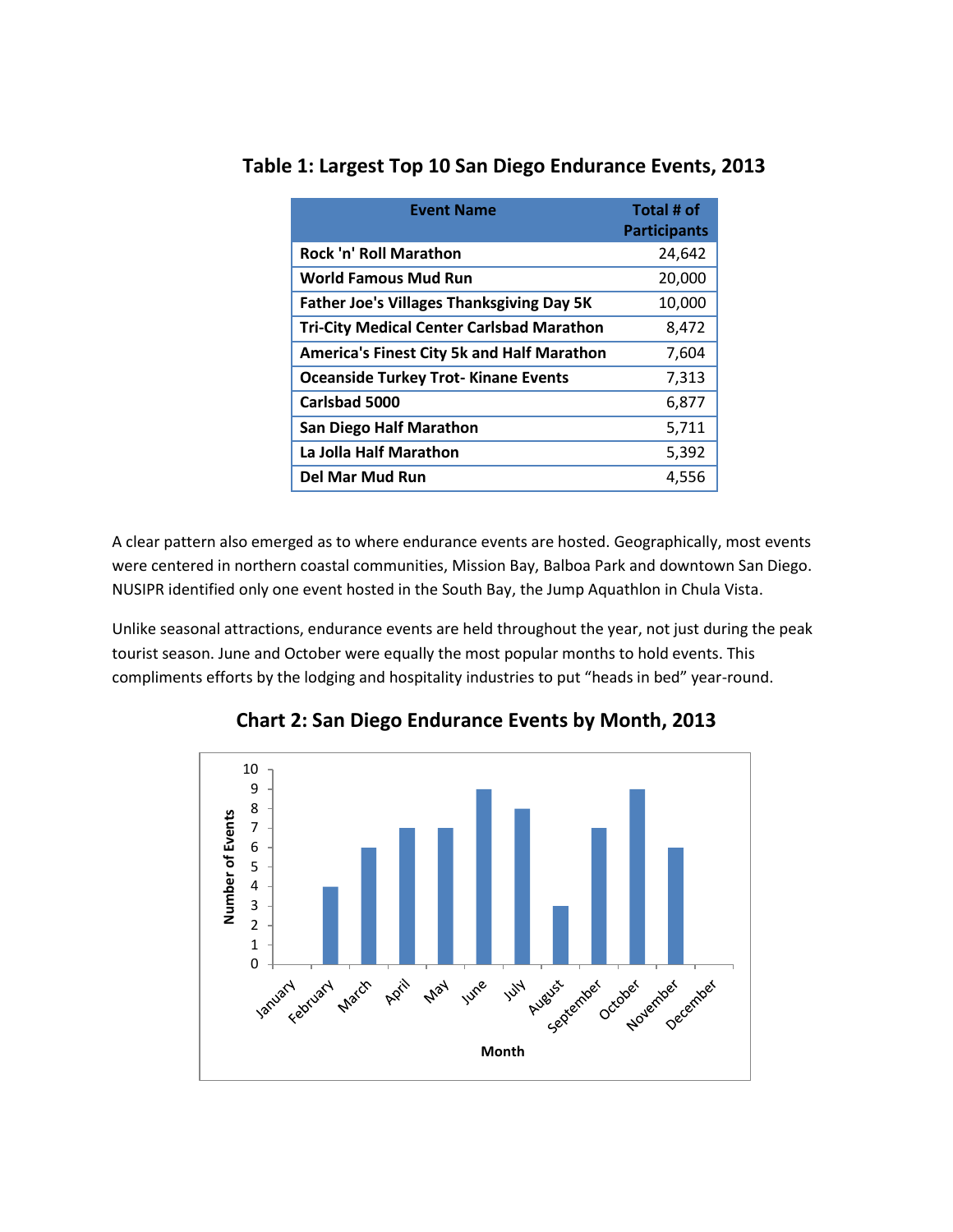## Table 1: Largest Top 10 San Diego Endurance Events, 2013

| Event Name | Total # of Participants |
|---|---|
| **Rock 'n' Roll Marathon** | 24,642 |
| **World Famous Mud Run** | 20,000 |
| **Father Joe's Villages Thanksgiving Day 5K** | 10,000 |
| **Tri-City Medical Center Carlsbad Marathon** | 8,472 |
| **America's Finest City 5k and Half Marathon** | 7,604 |
| **Oceanside Turkey Trot- Kinane Events** | 7,313 |
| **Carlsbad 5000** | 6,877 |
| **San Diego Half Marathon** | 5,711 |
| **La Jolla Half Marathon** | 5,392 |
| **Del Mar Mud Run** | 4,556 |

A clear pattern also emerged as to where endurance events are hosted. Geographically, most events were centered in northern coastal communities, Mission Bay, Balboa Park and downtown San Diego. NUSIPR identified only one event hosted in the South Bay, the Jump Aquathlon in Chula Vista.

Unlike seasonal attractions, endurance events are held throughout the year, not just during the peak tourist season. June and October were equally the most popular months to hold events. This compliments efforts by the lodging and hospitality industries to put "heads in bed" year-round.

## Chart 2: San Diego Endurance Events by Month, 2013

| Month | Number of Events |
|---|---|
| January | 0 |
| February | 4 |
| March | 6 |
| April | 7 |
| May | 7 |
| June | 9 |
| July | 8 |
| August | 3 |
| September | 7 |
| October | 9 |
| November | 6 |
| December | 0 |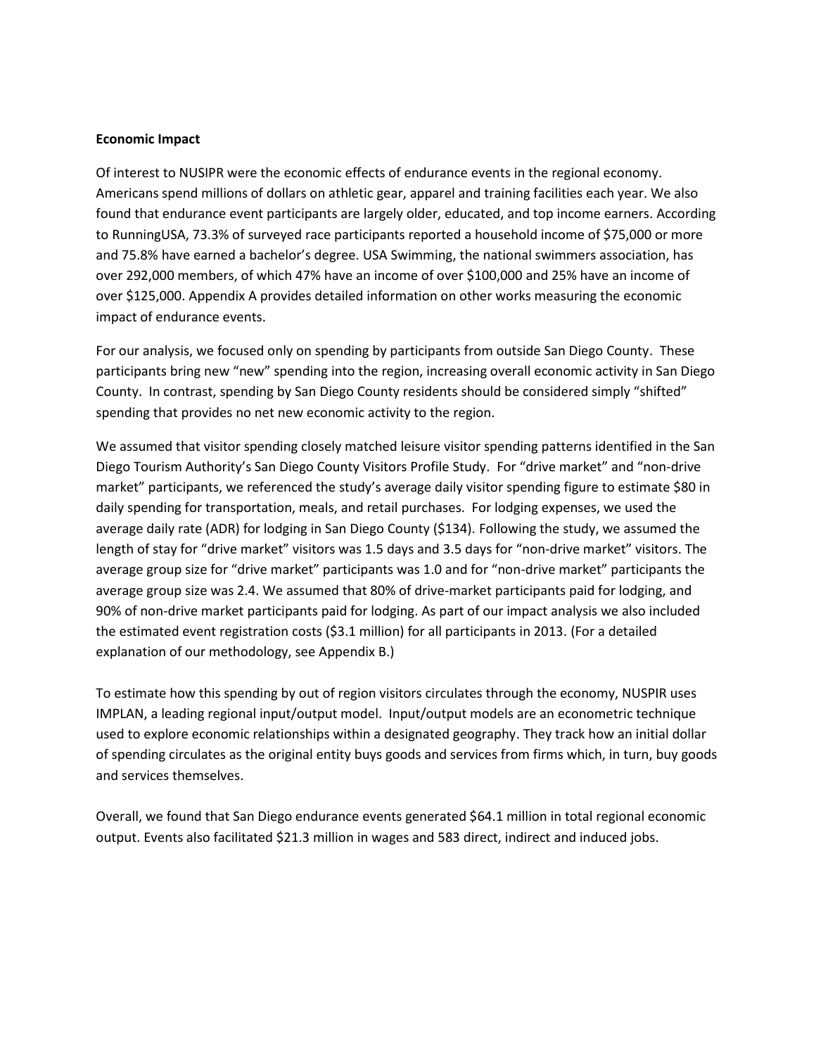**Economic Impact**

Of interest to NUSIPR were the economic effects of endurance events in the regional economy. Americans spend millions of dollars on athletic gear, apparel and training facilities each year. We also found that endurance event participants are largely older, educated, and top income earners. According to RunningUSA, 73.3% of surveyed race participants reported a household income of $75,000 or more and 75.8% have earned a bachelor's degree. USA Swimming, the national swimmers association, has over 292,000 members, of which 47% have an income of over $100,000 and 25% have an income of over $125,000. Appendix A provides detailed information on other works measuring the economic impact of endurance events.

For our analysis, we focused only on spending by participants from outside San Diego County. These participants bring new "new" spending into the region, increasing overall economic activity in San Diego County. In contrast, spending by San Diego County residents should be considered simply "shifted" spending that provides no net new economic activity to the region.

We assumed that visitor spending closely matched leisure visitor spending patterns identified in the San Diego Tourism Authority's San Diego County Visitors Profile Study. For "drive market" and "non-drive market" participants, we referenced the study's average daily visitor spending figure to estimate $80 in daily spending for transportation, meals, and retail purchases. For lodging expenses, we used the average daily rate (ADR) for lodging in San Diego County ($134). Following the study, we assumed the length of stay for "drive market" visitors was 1.5 days and 3.5 days for "non-drive market" visitors. The average group size for "drive market" participants was 1.0 and for "non-drive market" participants the average group size was 2.4. We assumed that 80% of drive-market participants paid for lodging, and 90% of non-drive market participants paid for lodging. As part of our impact analysis we also included the estimated event registration costs ($3.1 million) for all participants in 2013. (For a detailed explanation of our methodology, see Appendix B.)

To estimate how this spending by out of region visitors circulates through the economy, NUSPIR uses IMPLAN, a leading regional input/output model. Input/output models are an econometric technique used to explore economic relationships within a designated geography. They track how an initial dollar of spending circulates as the original entity buys goods and services from firms which, in turn, buy goods and services themselves.

Overall, we found that San Diego endurance events generated $64.1 million in total regional economic output. Events also facilitated $21.3 million in wages and 583 direct, indirect and induced jobs.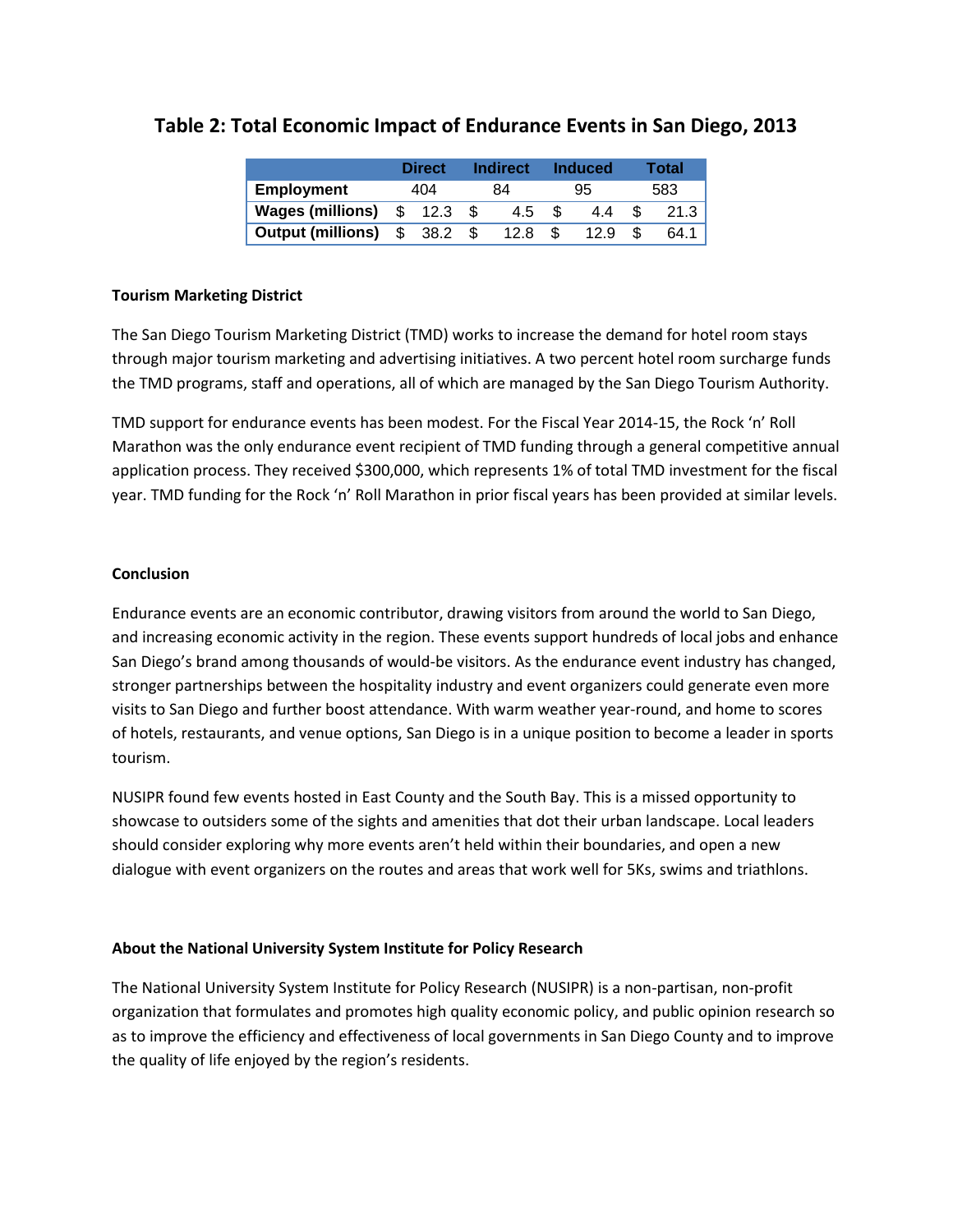## Table 2: Total Economic Impact of Endurance Events in San Diego, 2013

| | Direct | Indirect | Induced | Total |
|---|---|---|---|---|
| **Employment** | 404 | 84 | 95 | 583 |
| **Wages (millions)** | $ 12.3 | $ 4.5 | $ 4.4 | $ 21.3 |
| **Output (millions)** | $ 38.2 | $ 12.8 | $ 12.9 | $ 64.1 |

**Tourism Marketing District**

The San Diego Tourism Marketing District (TMD) works to increase the demand for hotel room stays through major tourism marketing and advertising initiatives. A two percent hotel room surcharge funds the TMD programs, staff and operations, all of which are managed by the San Diego Tourism Authority.

TMD support for endurance events has been modest. For the Fiscal Year 2014-15, the Rock 'n' Roll Marathon was the only endurance event recipient of TMD funding through a general competitive annual application process. They received $300,000, which represents 1% of total TMD investment for the fiscal year. TMD funding for the Rock 'n' Roll Marathon in prior fiscal years has been provided at similar levels.

**Conclusion**

Endurance events are an economic contributor, drawing visitors from around the world to San Diego, and increasing economic activity in the region. These events support hundreds of local jobs and enhance San Diego's brand among thousands of would-be visitors. As the endurance event industry has changed, stronger partnerships between the hospitality industry and event organizers could generate even more visits to San Diego and further boost attendance. With warm weather year-round, and home to scores of hotels, restaurants, and venue options, San Diego is in a unique position to become a leader in sports tourism.

NUSIPR found few events hosted in East County and the South Bay. This is a missed opportunity to showcase to outsiders some of the sights and amenities that dot their urban landscape. Local leaders should consider exploring why more events aren't held within their boundaries, and open a new dialogue with event organizers on the routes and areas that work well for 5Ks, swims and triathlons.

**About the National University System Institute for Policy Research**

The National University System Institute for Policy Research (NUSIPR) is a non-partisan, non-profit organization that formulates and promotes high quality economic policy, and public opinion research so as to improve the efficiency and effectiveness of local governments in San Diego County and to improve the quality of life enjoyed by the region's residents.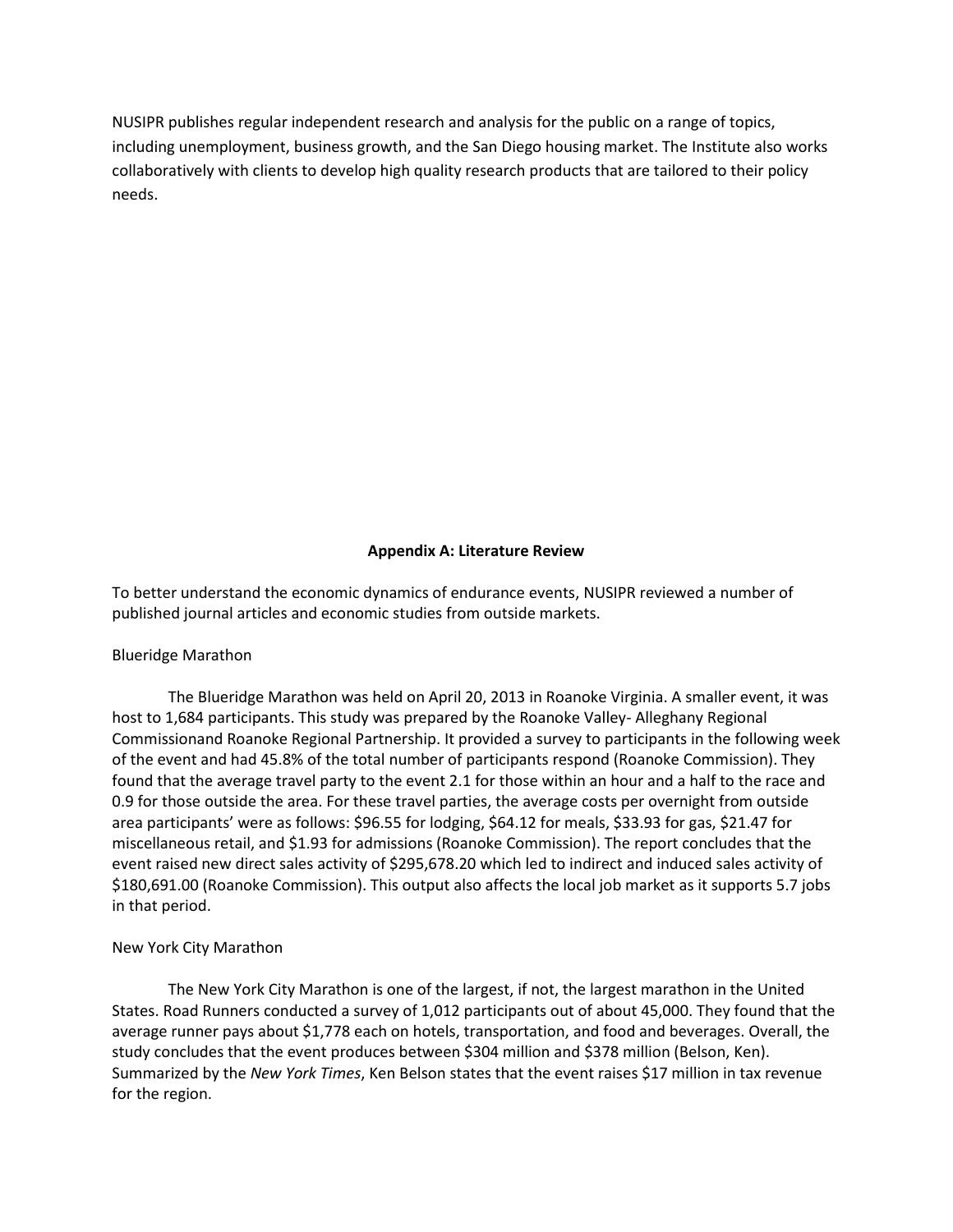NUSIPR publishes regular independent research and analysis for the public on a range of topics, including unemployment, business growth, and the San Diego housing market. The Institute also works collaboratively with clients to develop high quality research products that are tailored to their policy needs.

## Appendix A: Literature Review

To better understand the economic dynamics of endurance events, NUSIPR reviewed a number of published journal articles and economic studies from outside markets.

### Blueridge Marathon

The Blueridge Marathon was held on April 20, 2013 in Roanoke Virginia. A smaller event, it was host to 1,684 participants. This study was prepared by the Roanoke Valley- Alleghany Regional Commissionand Roanoke Regional Partnership. It provided a survey to participants in the following week of the event and had 45.8% of the total number of participants respond (Roanoke Commission). They found that the average travel party to the event 2.1 for those within an hour and a half to the race and 0.9 for those outside the area. For these travel parties, the average costs per overnight from outside area participants' were as follows: $96.55 for lodging, $64.12 for meals, $33.93 for gas, $21.47 for miscellaneous retail, and $1.93 for admissions (Roanoke Commission). The report concludes that the event raised new direct sales activity of $295,678.20 which led to indirect and induced sales activity of $180,691.00 (Roanoke Commission). This output also affects the local job market as it supports 5.7 jobs in that period.

### New York City Marathon

The New York City Marathon is one of the largest, if not, the largest marathon in the United States. Road Runners conducted a survey of 1,012 participants out of about 45,000. They found that the average runner pays about $1,778 each on hotels, transportation, and food and beverages. Overall, the study concludes that the event produces between $304 million and $378 million (Belson, Ken). Summarized by the *New York Times*, Ken Belson states that the event raises $17 million in tax revenue for the region.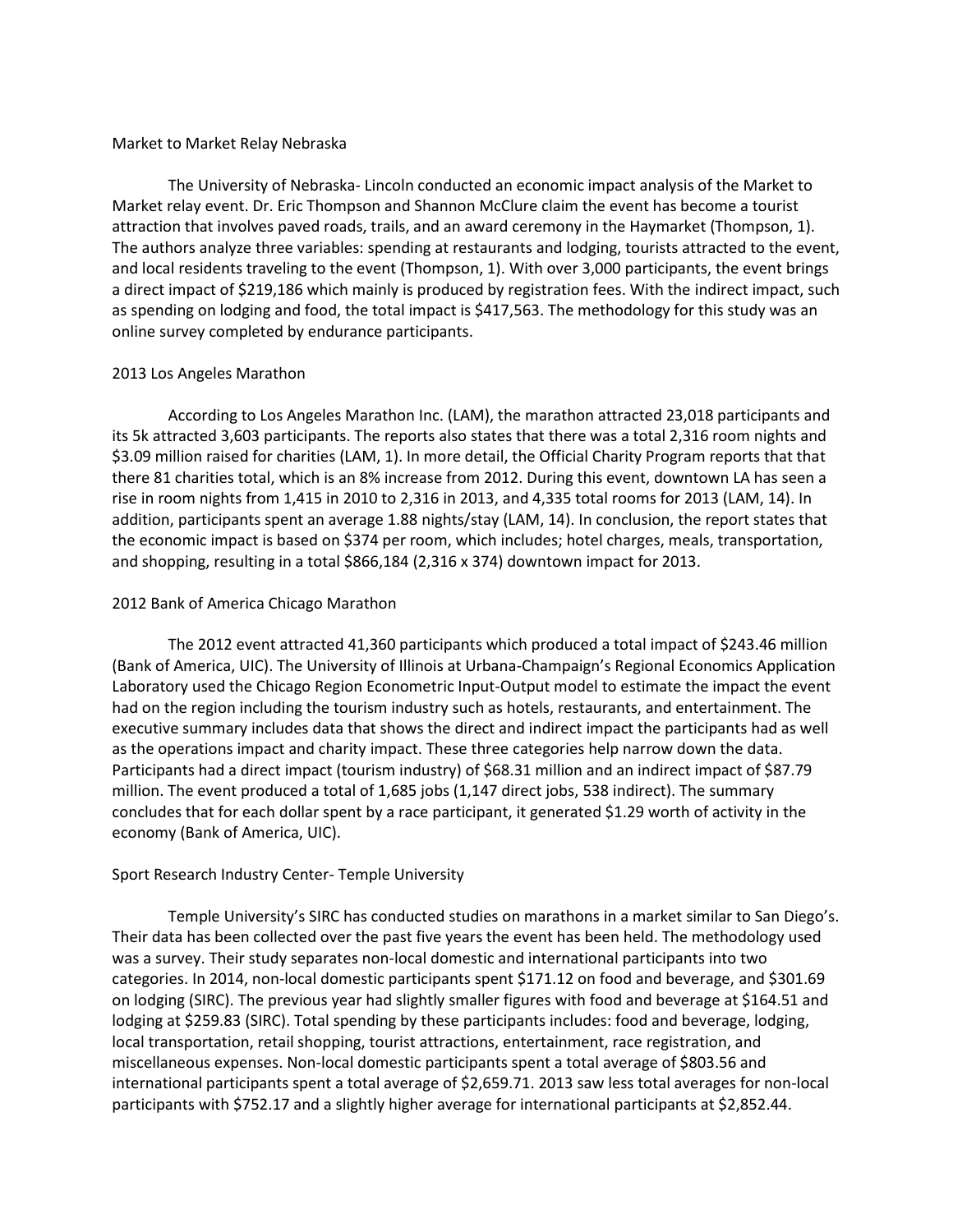## Market to Market Relay Nebraska

The University of Nebraska- Lincoln conducted an economic impact analysis of the Market to Market relay event. Dr. Eric Thompson and Shannon McClure claim the event has become a tourist attraction that involves paved roads, trails, and an award ceremony in the Haymarket (Thompson, 1). The authors analyze three variables: spending at restaurants and lodging, tourists attracted to the event, and local residents traveling to the event (Thompson, 1). With over 3,000 participants, the event brings a direct impact of $219,186 which mainly is produced by registration fees. With the indirect impact, such as spending on lodging and food, the total impact is $417,563. The methodology for this study was an online survey completed by endurance participants.

## 2013 Los Angeles Marathon

According to Los Angeles Marathon Inc. (LAM), the marathon attracted 23,018 participants and its 5k attracted 3,603 participants. The reports also states that there was a total 2,316 room nights and $3.09 million raised for charities (LAM, 1). In more detail, the Official Charity Program reports that that there 81 charities total, which is an 8% increase from 2012. During this event, downtown LA has seen a rise in room nights from 1,415 in 2010 to 2,316 in 2013, and 4,335 total rooms for 2013 (LAM, 14). In addition, participants spent an average 1.88 nights/stay (LAM, 14). In conclusion, the report states that the economic impact is based on $374 per room, which includes; hotel charges, meals, transportation, and shopping, resulting in a total $866,184 (2,316 x 374) downtown impact for 2013.

## 2012 Bank of America Chicago Marathon

The 2012 event attracted 41,360 participants which produced a total impact of $243.46 million (Bank of America, UIC). The University of Illinois at Urbana-Champaign's Regional Economics Application Laboratory used the Chicago Region Econometric Input-Output model to estimate the impact the event had on the region including the tourism industry such as hotels, restaurants, and entertainment. The executive summary includes data that shows the direct and indirect impact the participants had as well as the operations impact and charity impact. These three categories help narrow down the data. Participants had a direct impact (tourism industry) of $68.31 million and an indirect impact of $87.79 million. The event produced a total of 1,685 jobs (1,147 direct jobs, 538 indirect). The summary concludes that for each dollar spent by a race participant, it generated $1.29 worth of activity in the economy (Bank of America, UIC).

## Sport Research Industry Center- Temple University

Temple University's SIRC has conducted studies on marathons in a market similar to San Diego's. Their data has been collected over the past five years the event has been held. The methodology used was a survey. Their study separates non-local domestic and international participants into two categories. In 2014, non-local domestic participants spent $171.12 on food and beverage, and $301.69 on lodging (SIRC). The previous year had slightly smaller figures with food and beverage at $164.51 and lodging at $259.83 (SIRC). Total spending by these participants includes: food and beverage, lodging, local transportation, retail shopping, tourist attractions, entertainment, race registration, and miscellaneous expenses. Non-local domestic participants spent a total average of $803.56 and international participants spent a total average of $2,659.71. 2013 saw less total averages for non-local participants with $752.17 and a slightly higher average for international participants at $2,852.44.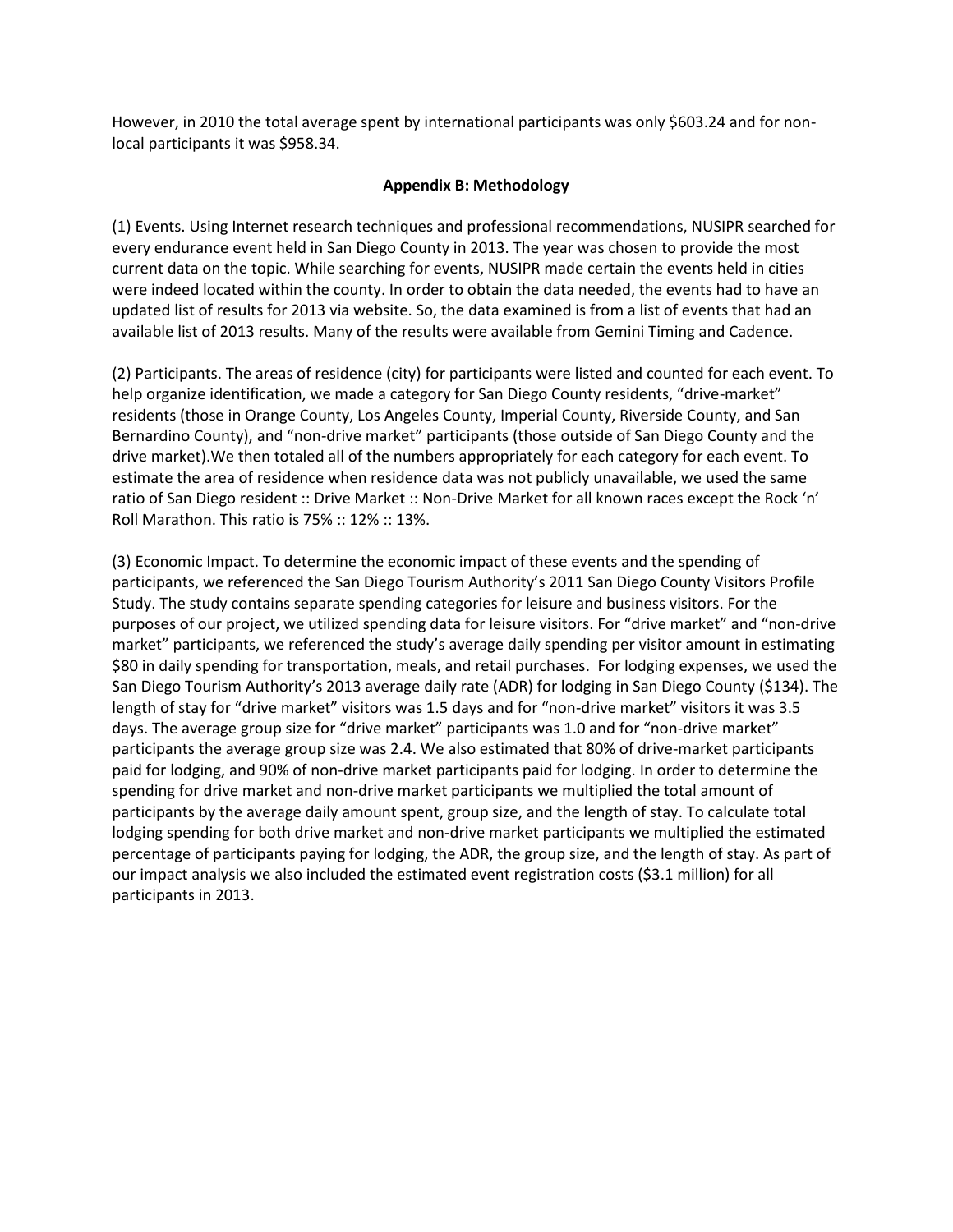However, in 2010 the total average spent by international participants was only $603.24 and for non-local participants it was $958.34.

## Appendix B: Methodology

(1) Events. Using Internet research techniques and professional recommendations, NUSIPR searched for every endurance event held in San Diego County in 2013. The year was chosen to provide the most current data on the topic. While searching for events, NUSIPR made certain the events held in cities were indeed located within the county. In order to obtain the data needed, the events had to have an updated list of results for 2013 via website. So, the data examined is from a list of events that had an available list of 2013 results. Many of the results were available from Gemini Timing and Cadence.

(2) Participants. The areas of residence (city) for participants were listed and counted for each event. To help organize identification, we made a category for San Diego County residents, "drive-market" residents (those in Orange County, Los Angeles County, Imperial County, Riverside County, and San Bernardino County), and "non-drive market" participants (those outside of San Diego County and the drive market).We then totaled all of the numbers appropriately for each category for each event. To estimate the area of residence when residence data was not publicly unavailable, we used the same ratio of San Diego resident :: Drive Market :: Non-Drive Market for all known races except the Rock 'n' Roll Marathon. This ratio is 75% :: 12% :: 13%.

(3) Economic Impact. To determine the economic impact of these events and the spending of participants, we referenced the San Diego Tourism Authority's 2011 San Diego County Visitors Profile Study. The study contains separate spending categories for leisure and business visitors. For the purposes of our project, we utilized spending data for leisure visitors. For "drive market" and "non-drive market" participants, we referenced the study's average daily spending per visitor amount in estimating $80 in daily spending for transportation, meals, and retail purchases. For lodging expenses, we used the San Diego Tourism Authority's 2013 average daily rate (ADR) for lodging in San Diego County ($134). The length of stay for "drive market" visitors was 1.5 days and for "non-drive market" visitors it was 3.5 days. The average group size for "drive market" participants was 1.0 and for "non-drive market" participants the average group size was 2.4. We also estimated that 80% of drive-market participants paid for lodging, and 90% of non-drive market participants paid for lodging. In order to determine the spending for drive market and non-drive market participants we multiplied the total amount of participants by the average daily amount spent, group size, and the length of stay. To calculate total lodging spending for both drive market and non-drive market participants we multiplied the estimated percentage of participants paying for lodging, the ADR, the group size, and the length of stay. As part of our impact analysis we also included the estimated event registration costs ($3.1 million) for all participants in 2013.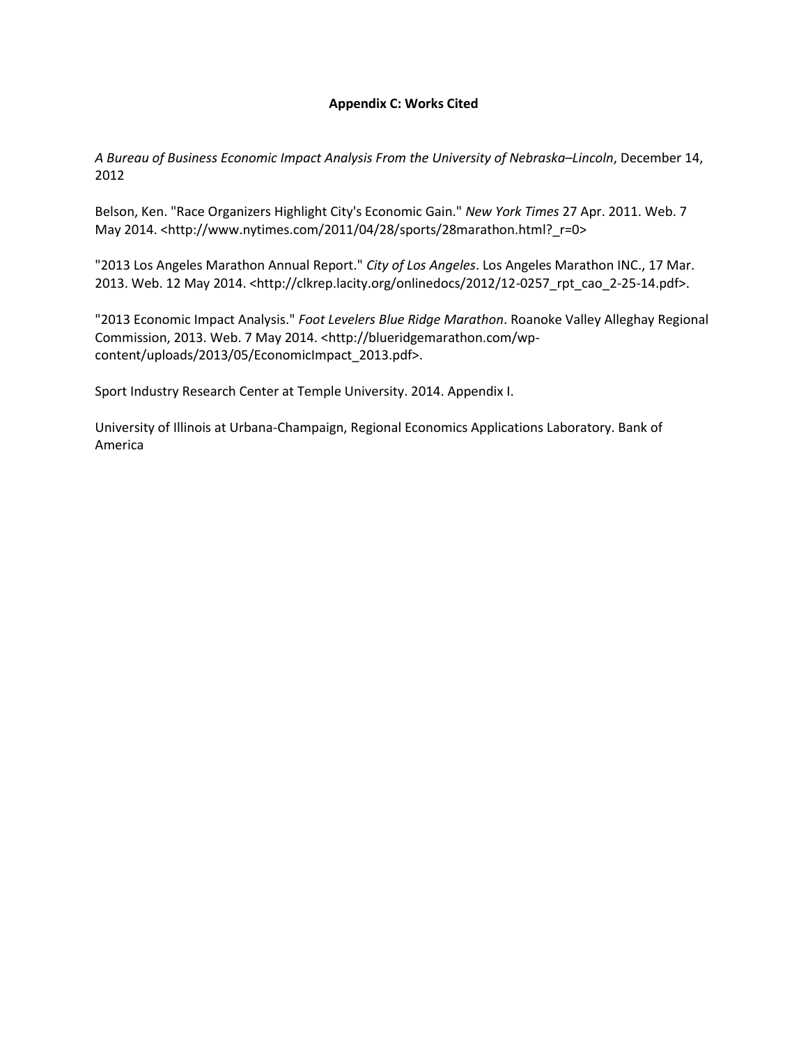**Appendix C: Works Cited**

*A Bureau of Business Economic Impact Analysis From the University of Nebraska–Lincoln*, December 14, 2012

Belson, Ken. "Race Organizers Highlight City's Economic Gain." *New York Times* 27 Apr. 2011. Web. 7 May 2014. <http://www.nytimes.com/2011/04/28/sports/28marathon.html?_r=0>

"2013 Los Angeles Marathon Annual Report." *City of Los Angeles*. Los Angeles Marathon INC., 17 Mar. 2013. Web. 12 May 2014. <http://clkrep.lacity.org/onlinedocs/2012/12-0257_rpt_cao_2-25-14.pdf>.

"2013 Economic Impact Analysis." *Foot Levelers Blue Ridge Marathon*. Roanoke Valley Alleghay Regional Commission, 2013. Web. 7 May 2014. <http://blueridgemarathon.com/wp-content/uploads/2013/05/EconomicImpact_2013.pdf>.

Sport Industry Research Center at Temple University. 2014. Appendix I.

University of Illinois at Urbana-Champaign, Regional Economics Applications Laboratory. Bank of America